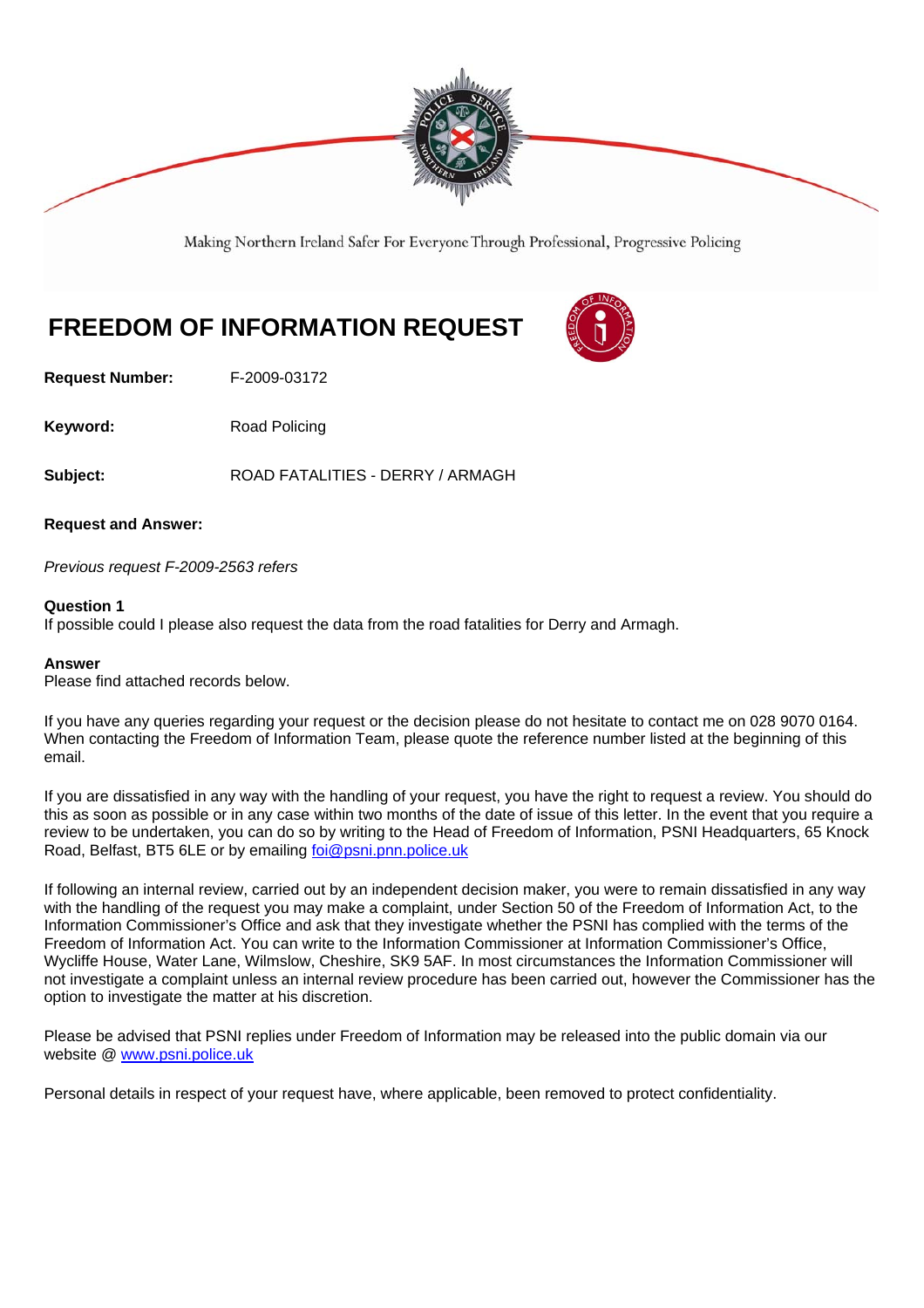Making Northern Ireland Safer For Everyone Through Professional, Progressive Policing

# FREEDOM OF INFORMATION REQUEST

**Request Number:** F-2009-03172

**Keyword:** Road Policing

**Subject:** ROAD FATALITIES - DERRY / ARMAGH

**Request and Answer:**

*Previous request F-2009-2563 refers*

**Question 1**
If possible could I please also request the data from the road fatalities for Derry and Armagh.

**Answer**
Please find attached records below.

If you have any queries regarding your request or the decision please do not hesitate to contact me on 028 9070 0164. When contacting the Freedom of Information Team, please quote the reference number listed at the beginning of this email.

If you are dissatisfied in any way with the handling of your request, you have the right to request a review. You should do this as soon as possible or in any case within two months of the date of issue of this letter. In the event that you require a review to be undertaken, you can do so by writing to the Head of Freedom of Information, PSNI Headquarters, 65 Knock Road, Belfast, BT5 6LE or by emailing foi@psni.pnn.police.uk

If following an internal review, carried out by an independent decision maker, you were to remain dissatisfied in any way with the handling of the request you may make a complaint, under Section 50 of the Freedom of Information Act, to the Information Commissioner's Office and ask that they investigate whether the PSNI has complied with the terms of the Freedom of Information Act. You can write to the Information Commissioner at Information Commissioner's Office, Wycliffe House, Water Lane, Wilmslow, Cheshire, SK9 5AF. In most circumstances the Information Commissioner will not investigate a complaint unless an internal review procedure has been carried out, however the Commissioner has the option to investigate the matter at his discretion.

Please be advised that PSNI replies under Freedom of Information may be released into the public domain via our website @ www.psni.police.uk

Personal details in respect of your request have, where applicable, been removed to protect confidentiality.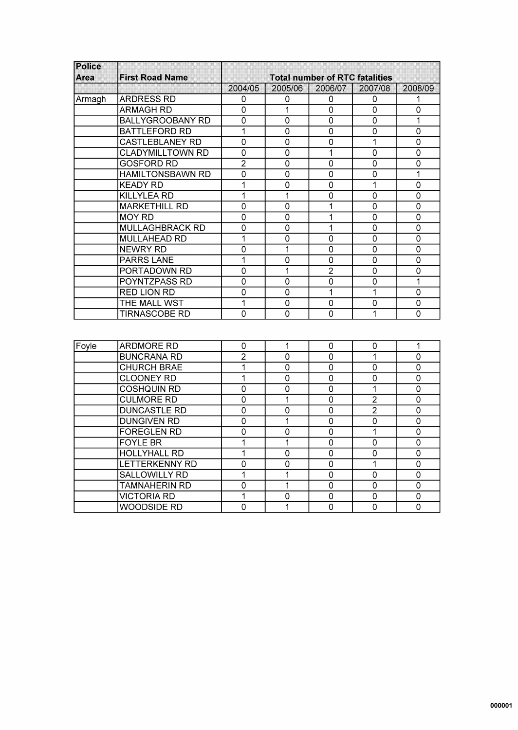| Police Area | First Road Name | Total number of RTC fatalities | | | | |
|---|---|---|---|---|---|---|
| | | 2004/05 | 2005/06 | 2006/07 | 2007/08 | 2008/09 |
| Armagh | ARDRESS RD | 0 | 0 | 0 | 0 | 1 |
| | ARMAGH RD | 0 | 1 | 0 | 0 | 0 |
| | BALLYGROOBANY RD | 0 | 0 | 0 | 0 | 1 |
| | BATTLEFORD RD | 1 | 0 | 0 | 0 | 0 |
| | CASTLEBLANEY RD | 0 | 0 | 0 | 1 | 0 |
| | CLADYMILLTOWN RD | 0 | 0 | 1 | 0 | 0 |
| | GOSFORD RD | 2 | 0 | 0 | 0 | 0 |
| | HAMILTONSBAWN RD | 0 | 0 | 0 | 0 | 1 |
| | KEADY RD | 1 | 0 | 0 | 1 | 0 |
| | KILLYLEA RD | 1 | 1 | 0 | 0 | 0 |
| | MARKETHILL RD | 0 | 0 | 1 | 0 | 0 |
| | MOY RD | 0 | 0 | 1 | 0 | 0 |
| | MULLAGHBRACK RD | 0 | 0 | 1 | 0 | 0 |
| | MULLAHEAD RD | 1 | 0 | 0 | 0 | 0 |
| | NEWRY RD | 0 | 1 | 0 | 0 | 0 |
| | PARRS LANE | 1 | 0 | 0 | 0 | 0 |
| | PORTADOWN RD | 0 | 1 | 2 | 0 | 0 |
| | POYNTZPASS RD | 0 | 0 | 0 | 0 | 1 |
| | RED LION RD | 0 | 0 | 1 | 1 | 0 |
| | THE MALL WST | 1 | 0 | 0 | 0 | 0 |
| | TIRNASCOBE RD | 0 | 0 | 0 | 1 | 0 |
| Foyle | ARDMORE RD | 0 | 1 | 0 | 0 | 1 |
| | BUNCRANA RD | 2 | 0 | 0 | 1 | 0 |
| | CHURCH BRAE | 1 | 0 | 0 | 0 | 0 |
| | CLOONEY RD | 1 | 0 | 0 | 0 | 0 |
| | COSHQUIN RD | 0 | 0 | 0 | 1 | 0 |
| | CULMORE RD | 0 | 1 | 0 | 2 | 0 |
| | DUNCASTLE RD | 0 | 0 | 0 | 2 | 0 |
| | DUNGIVEN RD | 0 | 1 | 0 | 0 | 0 |
| | FOREGLEN RD | 0 | 0 | 0 | 1 | 0 |
| | FOYLE BR | 1 | 1 | 0 | 0 | 0 |
| | HOLLYHALL RD | 1 | 0 | 0 | 0 | 0 |
| | LETTERKENNY RD | 0 | 0 | 0 | 1 | 0 |
| | SALLOWILLY RD | 1 | 1 | 0 | 0 | 0 |
| | TAMNAHERIN RD | 0 | 1 | 0 | 0 | 0 |
| | VICTORIA RD | 1 | 0 | 0 | 0 | 0 |
| | WOODSIDE RD | 0 | 1 | 0 | 0 | 0 |